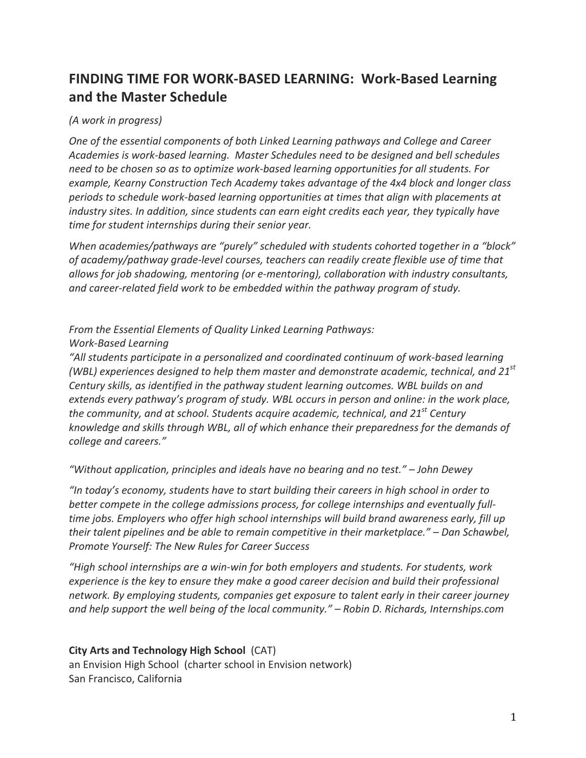# FINDING TIME FOR WORK-BASED LEARNING: Work-Based Learning and the Master Schedule

*(A work in progress)*

*One of the essential components of both Linked Learning pathways and College and Career Academies is work-based learning. Master Schedules need to be designed and bell schedules need to be chosen so as to optimize work-based learning opportunities for all students. For example, Kearny Construction Tech Academy takes advantage of the 4x4 block and longer class periods to schedule work-based learning opportunities at times that align with placements at industry sites. In addition, since students can earn eight credits each year, they typically have time for student internships during their senior year.*

*When academies/pathways are "purely" scheduled with students cohorted together in a "block" of academy/pathway grade-level courses, teachers can readily create flexible use of time that allows for job shadowing, mentoring (or e-mentoring), collaboration with industry consultants, and career-related field work to be embedded within the pathway program of study.*

*From the Essential Elements of Quality Linked Learning Pathways:*
*Work-Based Learning*
*"All students participate in a personalized and coordinated continuum of work-based learning (WBL) experiences designed to help them master and demonstrate academic, technical, and 21st Century skills, as identified in the pathway student learning outcomes. WBL builds on and extends every pathway's program of study. WBL occurs in person and online: in the work place, the community, and at school. Students acquire academic, technical, and 21st Century knowledge and skills through WBL, all of which enhance their preparedness for the demands of college and careers."*

*"Without application, principles and ideals have no bearing and no test." – John Dewey*

*"In today's economy, students have to start building their careers in high school in order to better compete in the college admissions process, for college internships and eventually full-time jobs. Employers who offer high school internships will build brand awareness early, fill up their talent pipelines and be able to remain competitive in their marketplace." – Dan Schawbel, Promote Yourself: The New Rules for Career Success*

*"High school internships are a win-win for both employers and students. For students, work experience is the key to ensure they make a good career decision and build their professional network. By employing students, companies get exposure to talent early in their career journey and help support the well being of the local community." – Robin D. Richards, Internships.com*

**City Arts and Technology High School** (CAT)
an Envision High School (charter school in Envision network)
San Francisco, California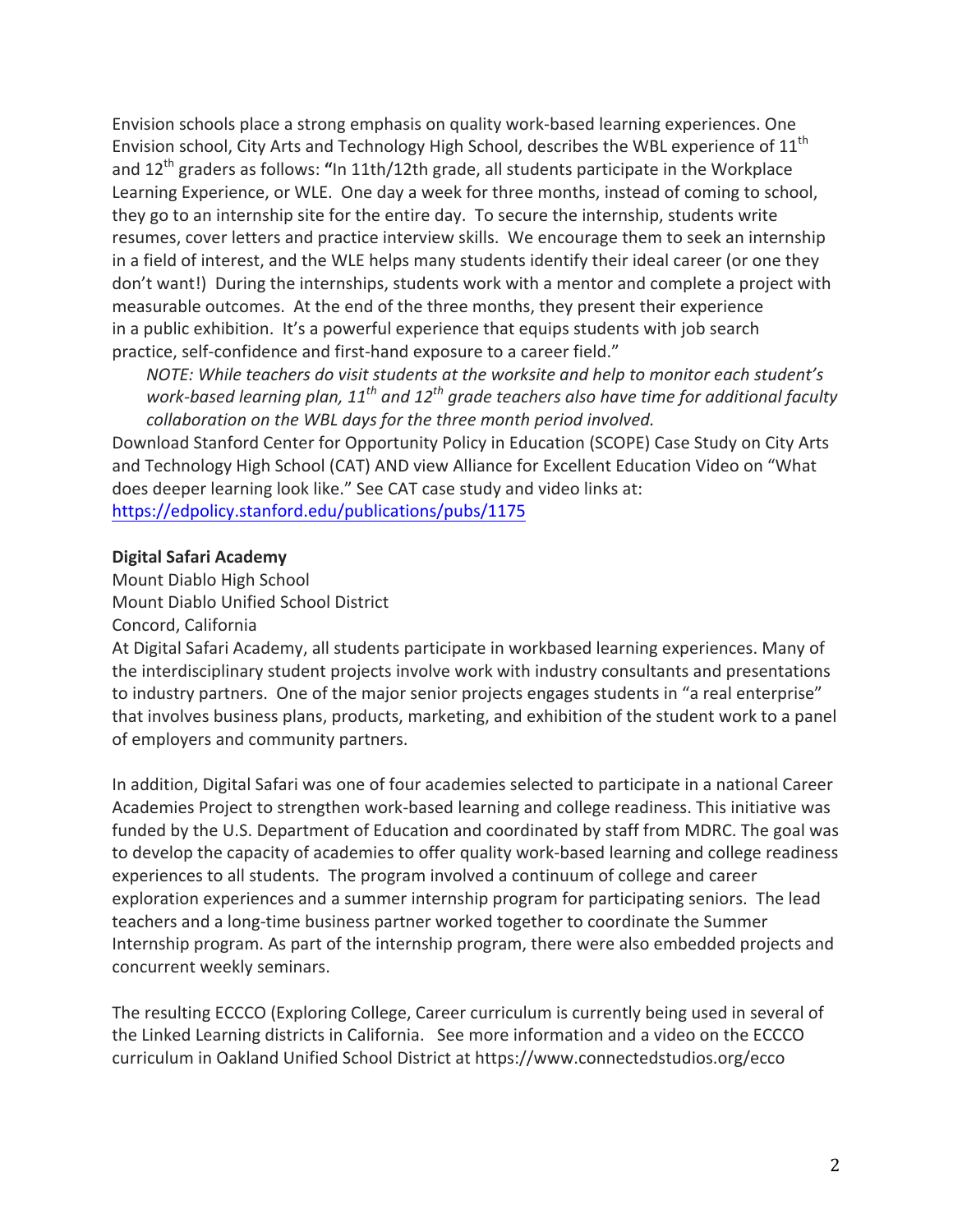Envision schools place a strong emphasis on quality work-based learning experiences. One Envision school, City Arts and Technology High School, describes the WBL experience of 11th and 12th graders as follows: **"**In 11th/12th grade, all students participate in the Workplace Learning Experience, or WLE. One day a week for three months, instead of coming to school, they go to an internship site for the entire day. To secure the internship, students write resumes, cover letters and practice interview skills. We encourage them to seek an internship in a field of interest, and the WLE helps many students identify their ideal career (or one they don't want!) During the internships, students work with a mentor and complete a project with measurable outcomes. At the end of the three months, they present their experience in a public exhibition. It's a powerful experience that equips students with job search practice, self-confidence and first-hand exposure to a career field."

> *NOTE: While teachers do visit students at the worksite and help to monitor each student's work-based learning plan, 11th and 12th grade teachers also have time for additional faculty collaboration on the WBL days for the three month period involved.*

Download Stanford Center for Opportunity Policy in Education (SCOPE) Case Study on City Arts and Technology High School (CAT) AND view Alliance for Excellent Education Video on "What does deeper learning look like." See CAT case study and video links at: https://edpolicy.stanford.edu/publications/pubs/1175

**Digital Safari Academy**
Mount Diablo High School
Mount Diablo Unified School District
Concord, California

At Digital Safari Academy, all students participate in workbased learning experiences. Many of the interdisciplinary student projects involve work with industry consultants and presentations to industry partners. One of the major senior projects engages students in "a real enterprise" that involves business plans, products, marketing, and exhibition of the student work to a panel of employers and community partners.

In addition, Digital Safari was one of four academies selected to participate in a national Career Academies Project to strengthen work-based learning and college readiness. This initiative was funded by the U.S. Department of Education and coordinated by staff from MDRC. The goal was to develop the capacity of academies to offer quality work-based learning and college readiness experiences to all students. The program involved a continuum of college and career exploration experiences and a summer internship program for participating seniors. The lead teachers and a long-time business partner worked together to coordinate the Summer Internship program. As part of the internship program, there were also embedded projects and concurrent weekly seminars.

The resulting ECCCO (Exploring College, Career curriculum is currently being used in several of the Linked Learning districts in California. See more information and a video on the ECCCO curriculum in Oakland Unified School District at https://www.connectedstudios.org/ecco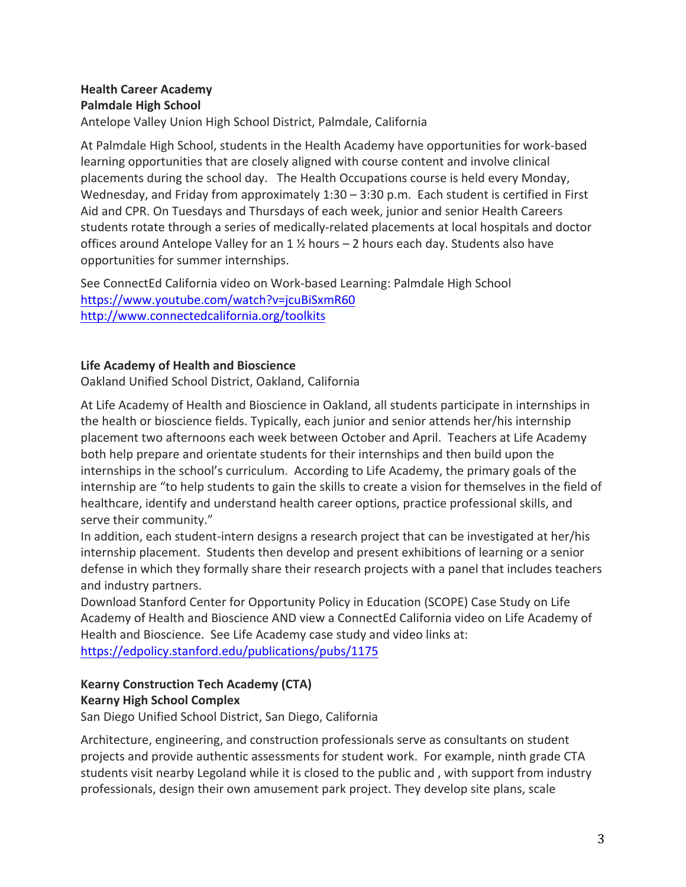**Health Career Academy**
**Palmdale High School**
Antelope Valley Union High School District, Palmdale, California

At Palmdale High School, students in the Health Academy have opportunities for work-based learning opportunities that are closely aligned with course content and involve clinical placements during the school day. The Health Occupations course is held every Monday, Wednesday, and Friday from approximately 1:30 – 3:30 p.m. Each student is certified in First Aid and CPR. On Tuesdays and Thursdays of each week, junior and senior Health Careers students rotate through a series of medically-related placements at local hospitals and doctor offices around Antelope Valley for an 1 ½ hours – 2 hours each day. Students also have opportunities for summer internships.

See ConnectEd California video on Work-based Learning: Palmdale High School
https://www.youtube.com/watch?v=jcuBiSxmR60
http://www.connectedcalifornia.org/toolkits

**Life Academy of Health and Bioscience**
Oakland Unified School District, Oakland, California

At Life Academy of Health and Bioscience in Oakland, all students participate in internships in the health or bioscience fields. Typically, each junior and senior attends her/his internship placement two afternoons each week between October and April. Teachers at Life Academy both help prepare and orientate students for their internships and then build upon the internships in the school's curriculum. According to Life Academy, the primary goals of the internship are "to help students to gain the skills to create a vision for themselves in the field of healthcare, identify and understand health career options, practice professional skills, and serve their community."
In addition, each student-intern designs a research project that can be investigated at her/his internship placement. Students then develop and present exhibitions of learning or a senior defense in which they formally share their research projects with a panel that includes teachers and industry partners.
Download Stanford Center for Opportunity Policy in Education (SCOPE) Case Study on Life Academy of Health and Bioscience AND view a ConnectEd California video on Life Academy of Health and Bioscience. See Life Academy case study and video links at:
https://edpolicy.stanford.edu/publications/pubs/1175

**Kearny Construction Tech Academy (CTA)**
**Kearny High School Complex**
San Diego Unified School District, San Diego, California

Architecture, engineering, and construction professionals serve as consultants on student projects and provide authentic assessments for student work. For example, ninth grade CTA students visit nearby Legoland while it is closed to the public and , with support from industry professionals, design their own amusement park project. They develop site plans, scale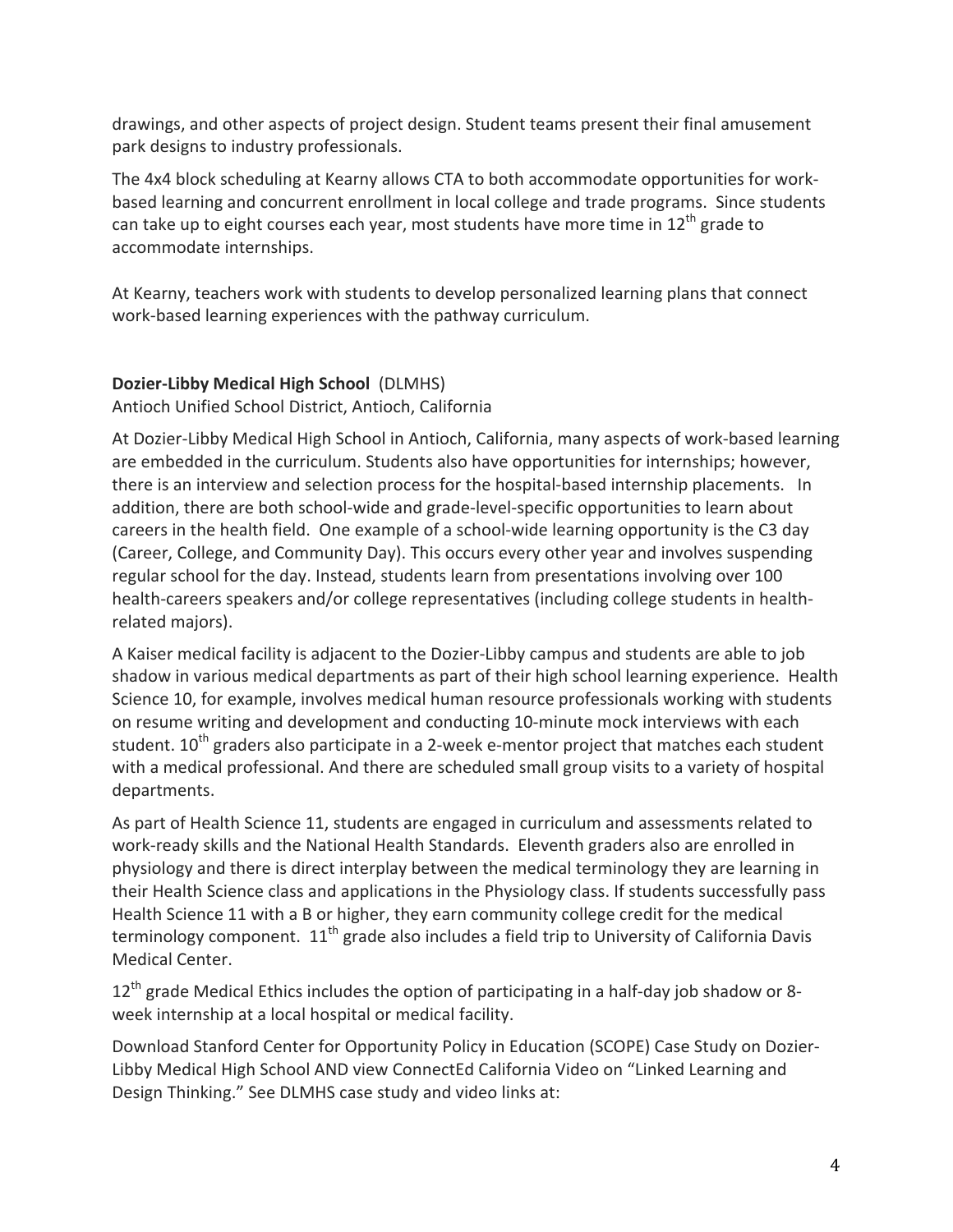drawings, and other aspects of project design. Student teams present their final amusement park designs to industry professionals.

The 4x4 block scheduling at Kearny allows CTA to both accommodate opportunities for work-based learning and concurrent enrollment in local college and trade programs. Since students can take up to eight courses each year, most students have more time in 12th grade to accommodate internships.

At Kearny, teachers work with students to develop personalized learning plans that connect work-based learning experiences with the pathway curriculum.

**Dozier-Libby Medical High School** (DLMHS)
Antioch Unified School District, Antioch, California

At Dozier-Libby Medical High School in Antioch, California, many aspects of work-based learning are embedded in the curriculum. Students also have opportunities for internships; however, there is an interview and selection process for the hospital-based internship placements. In addition, there are both school-wide and grade-level-specific opportunities to learn about careers in the health field. One example of a school-wide learning opportunity is the C3 day (Career, College, and Community Day). This occurs every other year and involves suspending regular school for the day. Instead, students learn from presentations involving over 100 health-careers speakers and/or college representatives (including college students in health-related majors).

A Kaiser medical facility is adjacent to the Dozier-Libby campus and students are able to job shadow in various medical departments as part of their high school learning experience. Health Science 10, for example, involves medical human resource professionals working with students on resume writing and development and conducting 10-minute mock interviews with each student. 10th graders also participate in a 2-week e-mentor project that matches each student with a medical professional. And there are scheduled small group visits to a variety of hospital departments.

As part of Health Science 11, students are engaged in curriculum and assessments related to work-ready skills and the National Health Standards. Eleventh graders also are enrolled in physiology and there is direct interplay between the medical terminology they are learning in their Health Science class and applications in the Physiology class. If students successfully pass Health Science 11 with a B or higher, they earn community college credit for the medical terminology component. 11th grade also includes a field trip to University of California Davis Medical Center.

12th grade Medical Ethics includes the option of participating in a half-day job shadow or 8-week internship at a local hospital or medical facility.

Download Stanford Center for Opportunity Policy in Education (SCOPE) Case Study on Dozier-Libby Medical High School AND view ConnectEd California Video on "Linked Learning and Design Thinking." See DLMHS case study and video links at: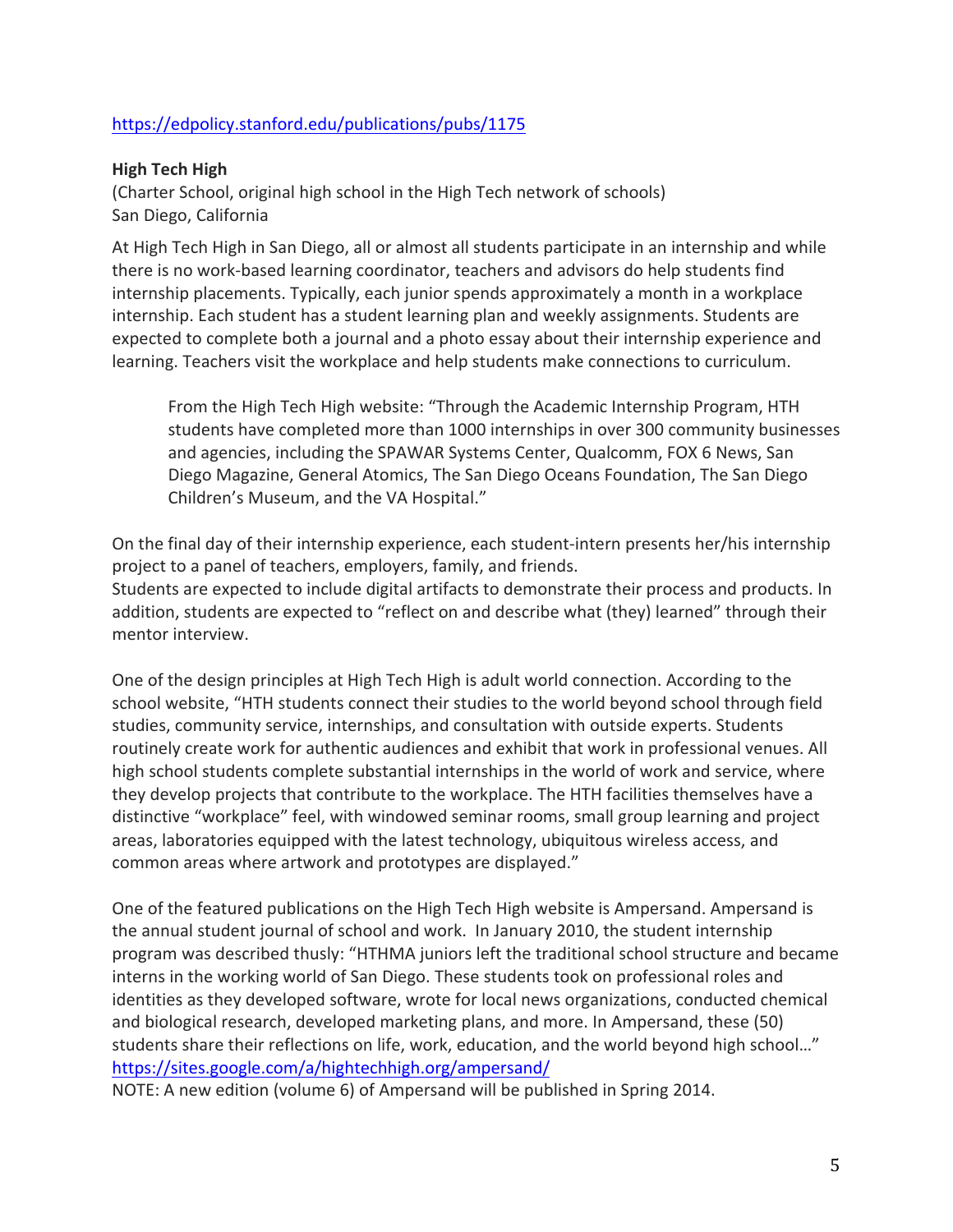https://edpolicy.stanford.edu/publications/pubs/1175

**High Tech High**
(Charter School, original high school in the High Tech network of schools)
San Diego, California

At High Tech High in San Diego, all or almost all students participate in an internship and while there is no work-based learning coordinator, teachers and advisors do help students find internship placements. Typically, each junior spends approximately a month in a workplace internship. Each student has a student learning plan and weekly assignments. Students are expected to complete both a journal and a photo essay about their internship experience and learning. Teachers visit the workplace and help students make connections to curriculum.

> From the High Tech High website: "Through the Academic Internship Program, HTH students have completed more than 1000 internships in over 300 community businesses and agencies, including the SPAWAR Systems Center, Qualcomm, FOX 6 News, San Diego Magazine, General Atomics, The San Diego Oceans Foundation, The San Diego Children's Museum, and the VA Hospital."

On the final day of their internship experience, each student-intern presents her/his internship project to a panel of teachers, employers, family, and friends.
Students are expected to include digital artifacts to demonstrate their process and products. In addition, students are expected to "reflect on and describe what (they) learned" through their mentor interview.

One of the design principles at High Tech High is adult world connection. According to the school website, "HTH students connect their studies to the world beyond school through field studies, community service, internships, and consultation with outside experts. Students routinely create work for authentic audiences and exhibit that work in professional venues. All high school students complete substantial internships in the world of work and service, where they develop projects that contribute to the workplace. The HTH facilities themselves have a distinctive "workplace" feel, with windowed seminar rooms, small group learning and project areas, laboratories equipped with the latest technology, ubiquitous wireless access, and common areas where artwork and prototypes are displayed."

One of the featured publications on the High Tech High website is Ampersand. Ampersand is the annual student journal of school and work. In January 2010, the student internship program was described thusly: "HTHMA juniors left the traditional school structure and became interns in the working world of San Diego. These students took on professional roles and identities as they developed software, wrote for local news organizations, conducted chemical and biological research, developed marketing plans, and more. In Ampersand, these (50) students share their reflections on life, work, education, and the world beyond high school…"
https://sites.google.com/a/hightechhigh.org/ampersand/
NOTE: A new edition (volume 6) of Ampersand will be published in Spring 2014.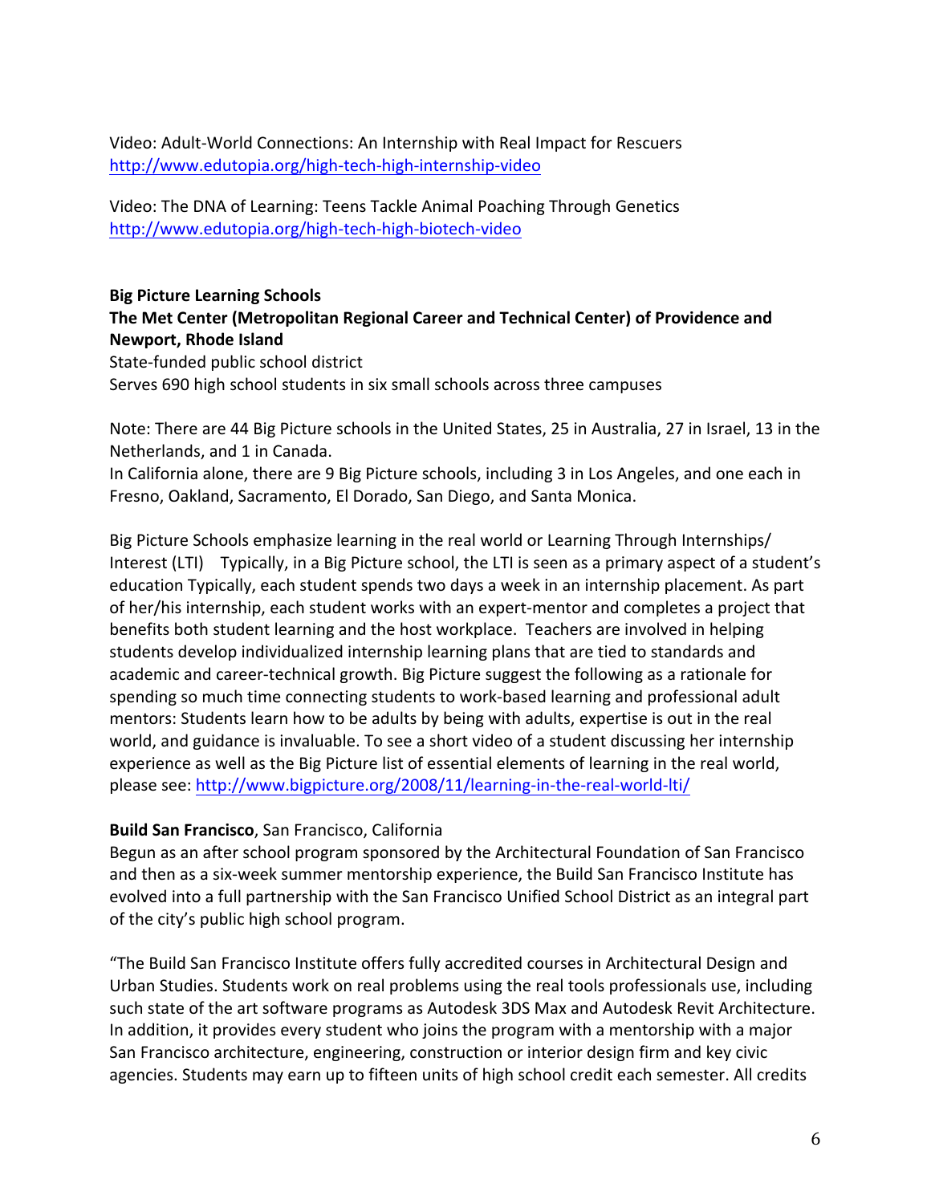Video: Adult-World Connections: An Internship with Real Impact for Rescuers
http://www.edutopia.org/high-tech-high-internship-video

Video: The DNA of Learning: Teens Tackle Animal Poaching Through Genetics
http://www.edutopia.org/high-tech-high-biotech-video

**Big Picture Learning Schools**
**The Met Center (Metropolitan Regional Career and Technical Center) of Providence and Newport, Rhode Island**
State-funded public school district
Serves 690 high school students in six small schools across three campuses

Note: There are 44 Big Picture schools in the United States, 25 in Australia, 27 in Israel, 13 in the Netherlands, and 1 in Canada.
In California alone, there are 9 Big Picture schools, including 3 in Los Angeles, and one each in Fresno, Oakland, Sacramento, El Dorado, San Diego, and Santa Monica.

Big Picture Schools emphasize learning in the real world or Learning Through Internships/ Interest (LTI) Typically, in a Big Picture school, the LTI is seen as a primary aspect of a student's education Typically, each student spends two days a week in an internship placement. As part of her/his internship, each student works with an expert-mentor and completes a project that benefits both student learning and the host workplace. Teachers are involved in helping students develop individualized internship learning plans that are tied to standards and academic and career-technical growth. Big Picture suggest the following as a rationale for spending so much time connecting students to work-based learning and professional adult mentors: Students learn how to be adults by being with adults, expertise is out in the real world, and guidance is invaluable. To see a short video of a student discussing her internship experience as well as the Big Picture list of essential elements of learning in the real world, please see: http://www.bigpicture.org/2008/11/learning-in-the-real-world-lti/

**Build San Francisco**, San Francisco, California
Begun as an after school program sponsored by the Architectural Foundation of San Francisco and then as a six-week summer mentorship experience, the Build San Francisco Institute has evolved into a full partnership with the San Francisco Unified School District as an integral part of the city's public high school program.

"The Build San Francisco Institute offers fully accredited courses in Architectural Design and Urban Studies. Students work on real problems using the real tools professionals use, including such state of the art software programs as Autodesk 3DS Max and Autodesk Revit Architecture. In addition, it provides every student who joins the program with a mentorship with a major San Francisco architecture, engineering, construction or interior design firm and key civic agencies. Students may earn up to fifteen units of high school credit each semester. All credits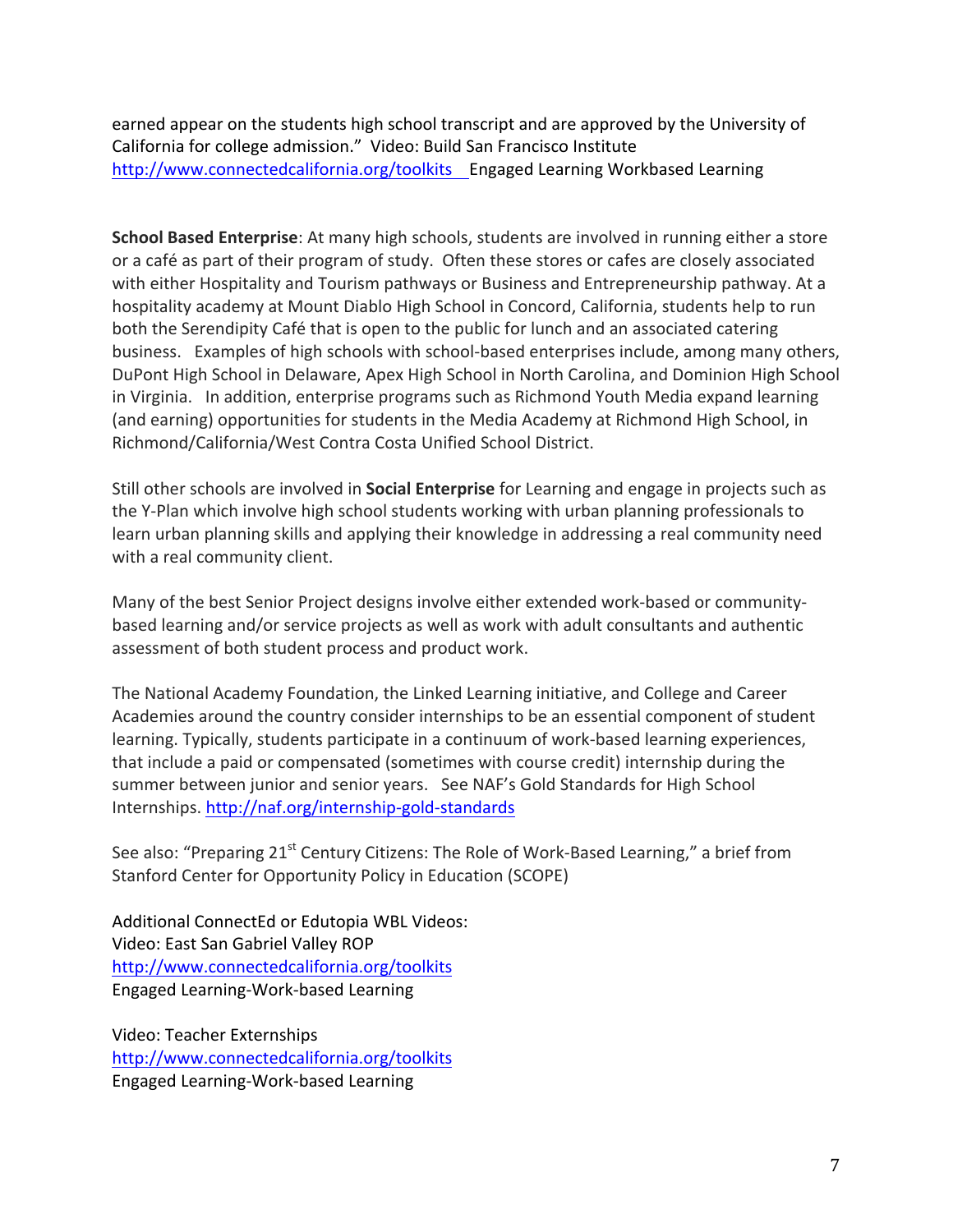earned appear on the students high school transcript and are approved by the University of California for college admission." Video: Build San Francisco Institute http://www.connectedcalifornia.org/toolkits Engaged Learning Workbased Learning

**School Based Enterprise**: At many high schools, students are involved in running either a store or a café as part of their program of study. Often these stores or cafes are closely associated with either Hospitality and Tourism pathways or Business and Entrepreneurship pathway. At a hospitality academy at Mount Diablo High School in Concord, California, students help to run both the Serendipity Café that is open to the public for lunch and an associated catering business. Examples of high schools with school-based enterprises include, among many others, DuPont High School in Delaware, Apex High School in North Carolina, and Dominion High School in Virginia. In addition, enterprise programs such as Richmond Youth Media expand learning (and earning) opportunities for students in the Media Academy at Richmond High School, in Richmond/California/West Contra Costa Unified School District.

Still other schools are involved in **Social Enterprise** for Learning and engage in projects such as the Y-Plan which involve high school students working with urban planning professionals to learn urban planning skills and applying their knowledge in addressing a real community need with a real community client.

Many of the best Senior Project designs involve either extended work-based or community-based learning and/or service projects as well as work with adult consultants and authentic assessment of both student process and product work.

The National Academy Foundation, the Linked Learning initiative, and College and Career Academies around the country consider internships to be an essential component of student learning. Typically, students participate in a continuum of work-based learning experiences, that include a paid or compensated (sometimes with course credit) internship during the summer between junior and senior years. See NAF's Gold Standards for High School Internships. http://naf.org/internship-gold-standards

See also: "Preparing 21st Century Citizens: The Role of Work-Based Learning," a brief from Stanford Center for Opportunity Policy in Education (SCOPE)

Additional ConnectEd or Edutopia WBL Videos:
Video: East San Gabriel Valley ROP
http://www.connectedcalifornia.org/toolkits
Engaged Learning-Work-based Learning

Video: Teacher Externships
http://www.connectedcalifornia.org/toolkits
Engaged Learning-Work-based Learning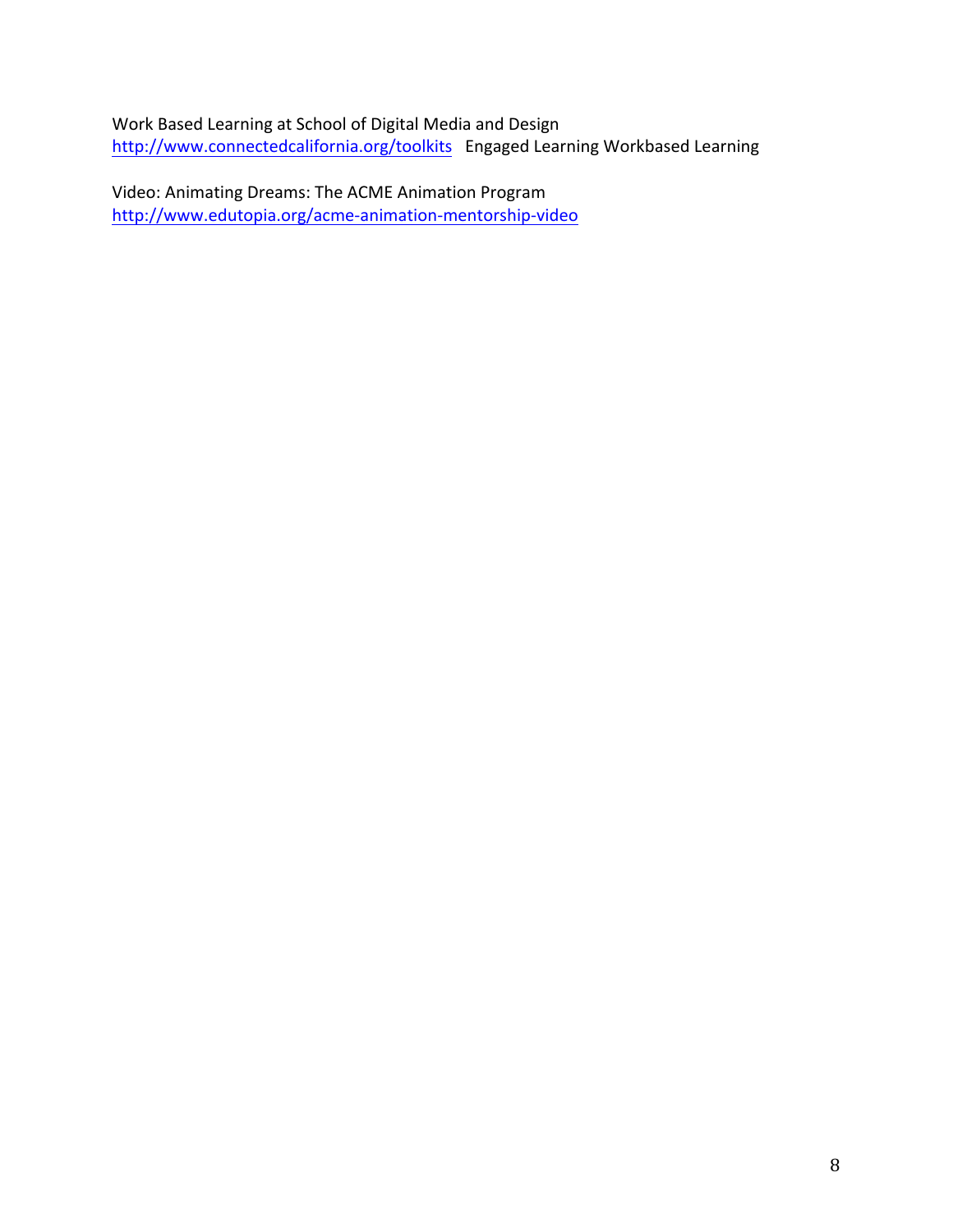Work Based Learning at School of Digital Media and Design
http://www.connectedcalifornia.org/toolkits Engaged Learning Workbased Learning

Video: Animating Dreams: The ACME Animation Program
http://www.edutopia.org/acme-animation-mentorship-video